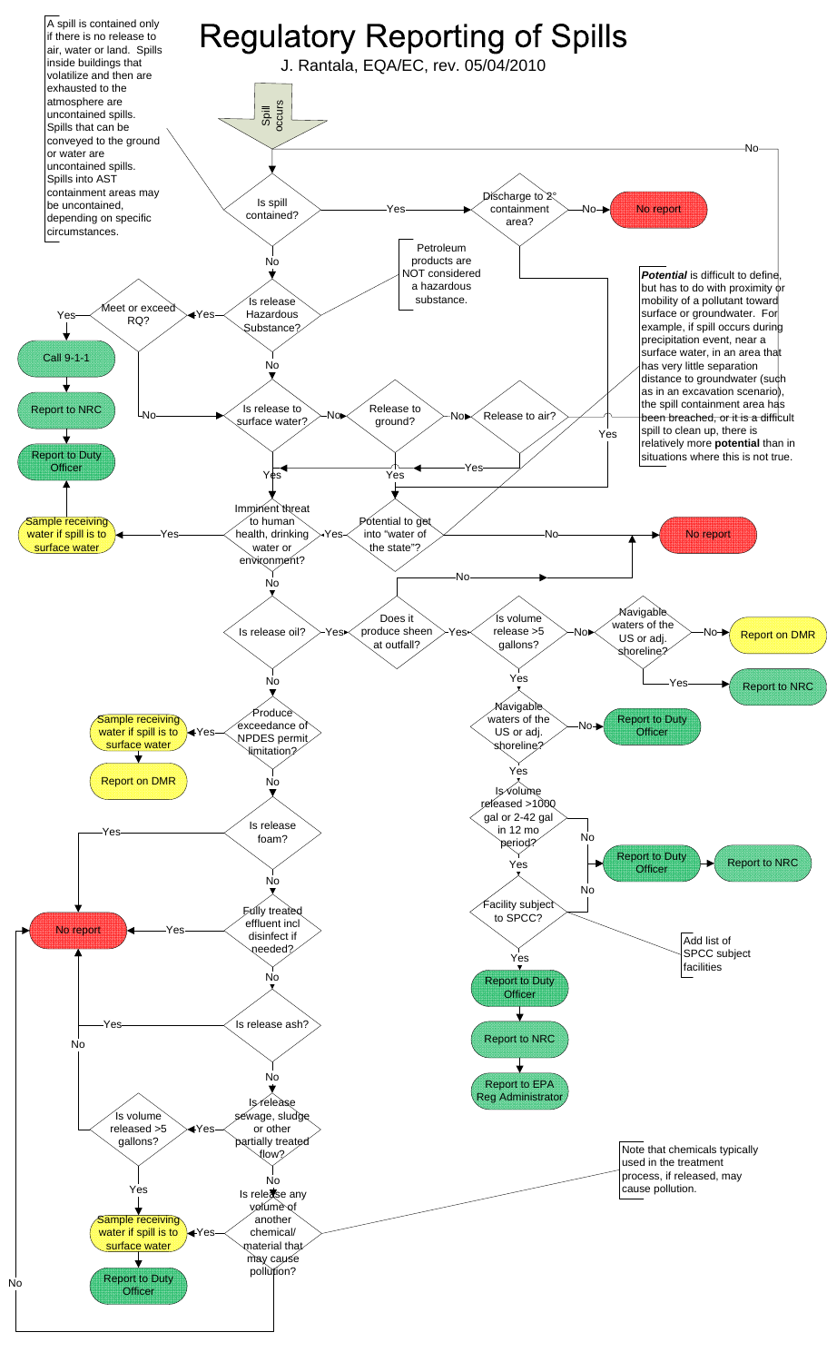# Regulatory Reporting of Spills

J. Rantala, EQA/EC, rev. 05/04/2010

A spill is contained only if there is no release to air, water or land. Spills inside buildings that volatilize and then are exhausted to the atmosphere are uncontained spills. Spills that can be conveyed to the ground or water are uncontained spills. Spills into AST containment areas may be uncontained, depending on specific circumstances.

Spill occurs

Is spill contained?

Yes — Discharge to 2° containment area?

No — No report

No

Petroleum products are NOT considered a hazardous substance.

Is release Hazardous Substance?

Yes — Meet or exceed RQ?

Yes — Call 9-1-1 — Report to NRC — Report to Duty Officer

No

Is release to surface water?

No — Release to ground?

No — Release to air?

Yes

*Potential* is difficult to define, but has to do with proximity or mobility of a pollutant toward surface or groundwater. For example, if spill occurs during precipitation event, near a surface water, in an area that has very little separation distance to groundwater (such as in an excavation scenario), the spill containment area has been breached, or it is a difficult spill to clean up, there is relatively more **potential** than in situations where this is not true.

Imminent threat to human health, drinking water or environment?

Yes — Sample receiving water if spill is to surface water — Report to Duty Officer

Potential to get into "water of the state"?

No — No report

Is release oil?

Yes — Does it produce sheen at outfall?

Yes — Is volume release >5 gallons?

No — Navigable waters of the US or adj. shoreline?

No — Report on DMR

Yes — Report to NRC

Yes — Navigable waters of the US or adj. shoreline?

No — Report to Duty Officer

Yes — Is volume released >1000 gal or 2-42 gal in 12 mo period?

No — Report to Duty Officer — Report to NRC

Yes — Facility subject to SPCC?

Add list of SPCC subject facilities

Yes — Report to Duty Officer — Report to NRC — Report to EPA Reg Administrator

No

Produce exceedance of NPDES permit limitation?

Yes — Sample receiving water if spill is to surface water — Report on DMR

No

Is release foam?

Yes — No report

No

Fully treated effluent incl disinfect if needed?

Yes — No report

No

Is release ash?

Yes — No report

No

Is release sewage, sludge or other partially treated flow?

Yes — Is volume released >5 gallons?

No — No report

Yes — Sample receiving water if spill is to surface water — Report to Duty Officer

No

Is release any volume of another chemical/ material that may cause pollution?

Note that chemicals typically used in the treatment process, if released, may cause pollution.

Yes — Sample receiving water if spill is to surface water — Report to Duty Officer

No — No report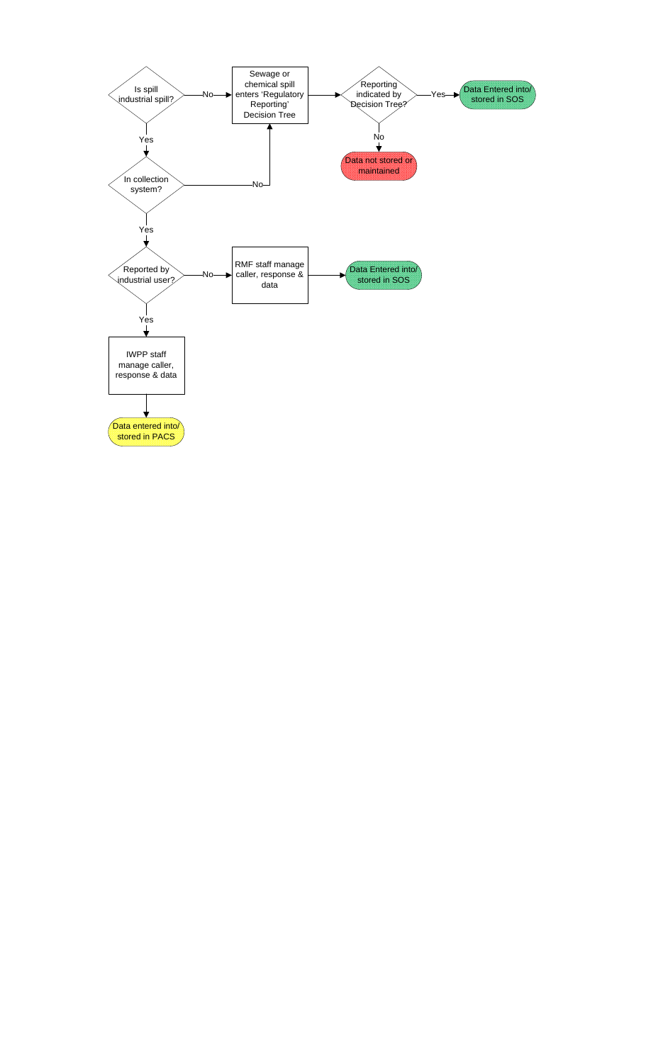Is spill industrial spill?

No

Sewage or chemical spill enters 'Regulatory Reporting' Decision Tree

Reporting indicated by Decision Tree?

Yes

Data Entered into/ stored in SOS

No

Data not stored or maintained

Yes

In collection system?

No

Yes

Reported by industrial user?

No

RMF staff manage caller, response & data

Data Entered into/ stored in SOS

Yes

IWPP staff manage caller, response & data

Data entered into/ stored in PACS